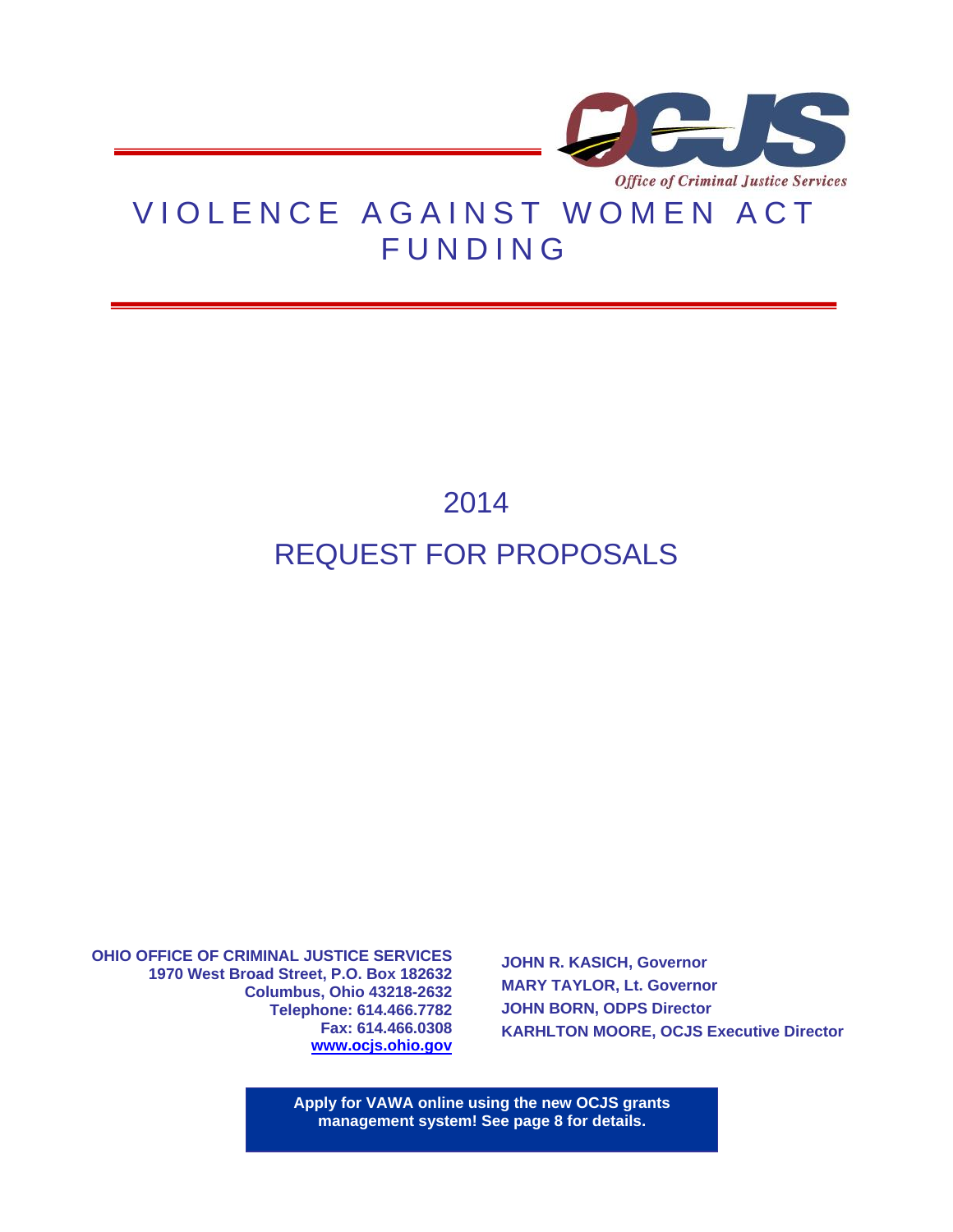Office of Criminal Justice Services

# VIOLENCE AGAINST WOMEN ACT FUNDING

## 2014

## REQUEST FOR PROPOSALS

**OHIO OFFICE OF CRIMINAL JUSTICE SERVICES**
**1970 West Broad Street, P.O. Box 182632**
**Columbus, Ohio 43218-2632**
**Telephone: 614.466.7782**
**Fax: 614.466.0308**
**www.ocjs.ohio.gov**

**JOHN R. KASICH, Governor**
**MARY TAYLOR, Lt. Governor**
**JOHN BORN, ODPS Director**
**KARHLTON MOORE, OCJS Executive Director**

**Apply for VAWA online using the new OCJS grants management system! See page 8 for details.**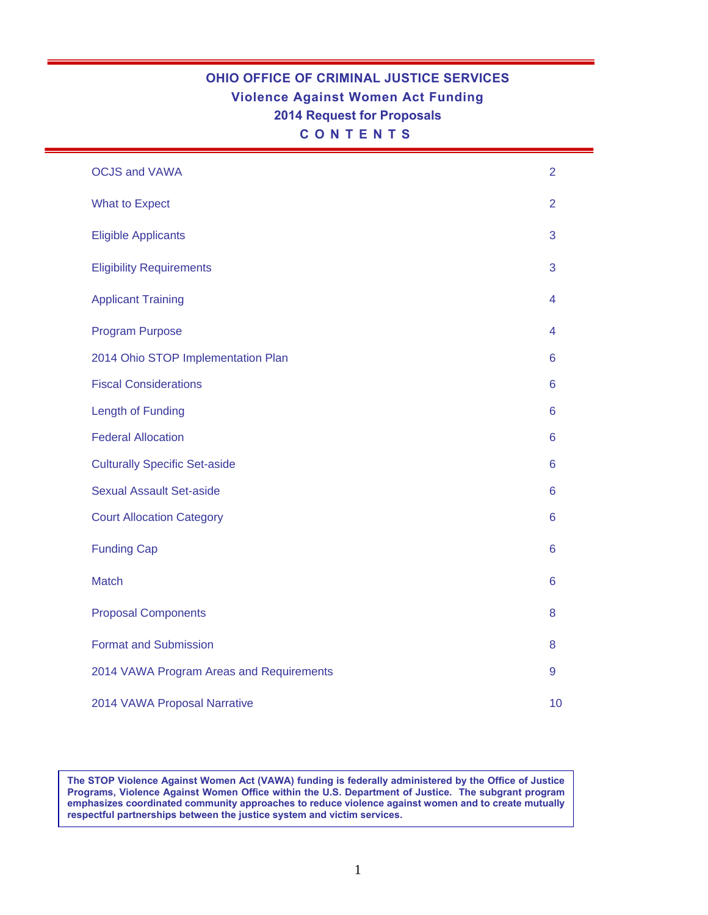# OHIO OFFICE OF CRIMINAL JUSTICE SERVICES

## Violence Against Women Act Funding

## 2014 Request for Proposals

## C O N T E N T S

| | |
|---|---|
| OCJS and VAWA | 2 |
| What to Expect | 2 |
| Eligible Applicants | 3 |
| Eligibility Requirements | 3 |
| Applicant Training | 4 |
| Program Purpose | 4 |
| 2014 Ohio STOP Implementation Plan | 6 |
| Fiscal Considerations | 6 |
| Length of Funding | 6 |
| Federal Allocation | 6 |
| Culturally Specific Set-aside | 6 |
| Sexual Assault Set-aside | 6 |
| Court Allocation Category | 6 |
| Funding Cap | 6 |
| Match | 6 |
| Proposal Components | 8 |
| Format and Submission | 8 |
| 2014 VAWA Program Areas and Requirements | 9 |
| 2014 VAWA Proposal Narrative | 10 |

**The STOP Violence Against Women Act (VAWA) funding is federally administered by the Office of Justice Programs, Violence Against Women Office within the U.S. Department of Justice. The subgrant program emphasizes coordinated community approaches to reduce violence against women and to create mutually respectful partnerships between the justice system and victim services.**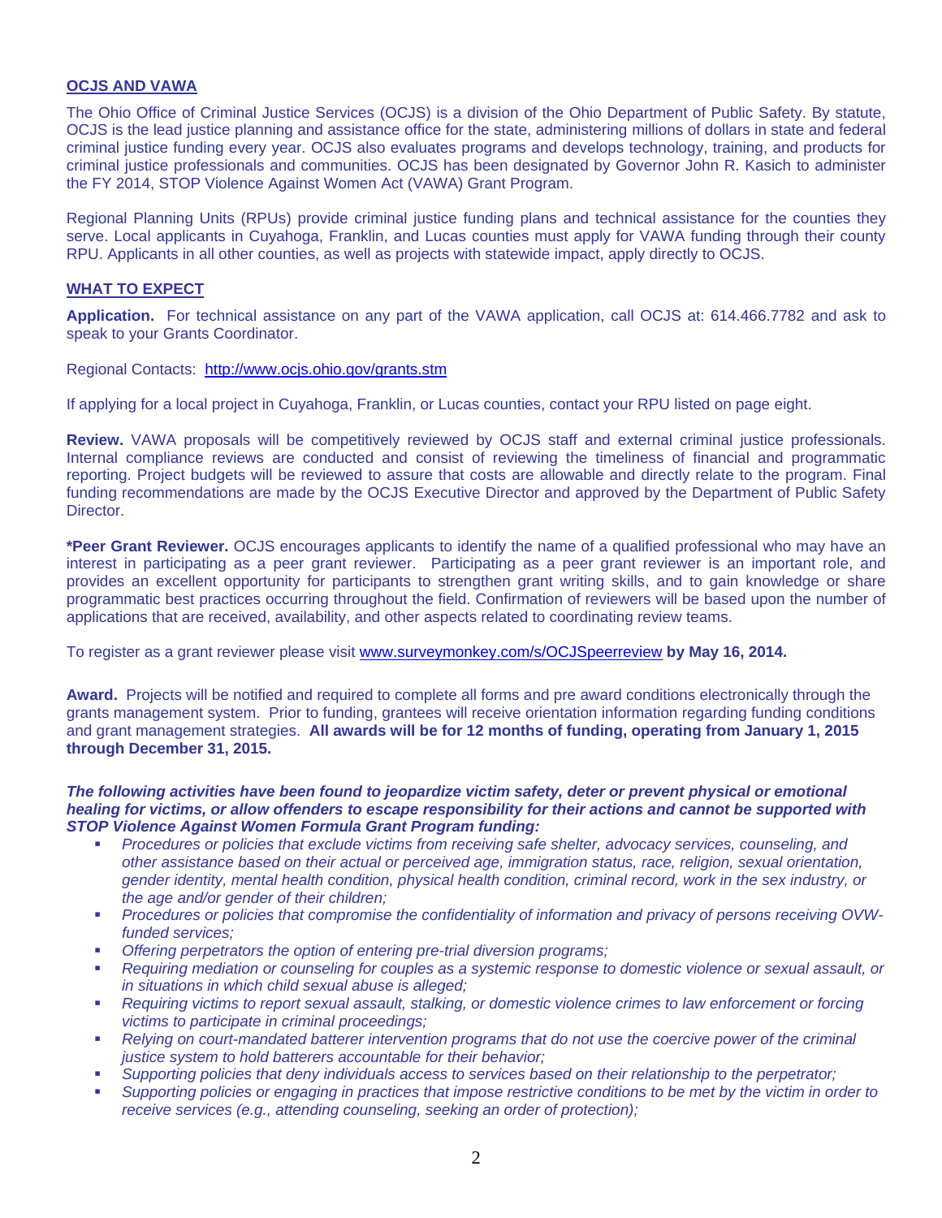## OCJS AND VAWA

The Ohio Office of Criminal Justice Services (OCJS) is a division of the Ohio Department of Public Safety. By statute, OCJS is the lead justice planning and assistance office for the state, administering millions of dollars in state and federal criminal justice funding every year. OCJS also evaluates programs and develops technology, training, and products for criminal justice professionals and communities. OCJS has been designated by Governor John R. Kasich to administer the FY 2014, STOP Violence Against Women Act (VAWA) Grant Program.

Regional Planning Units (RPUs) provide criminal justice funding plans and technical assistance for the counties they serve. Local applicants in Cuyahoga, Franklin, and Lucas counties must apply for VAWA funding through their county RPU. Applicants in all other counties, as well as projects with statewide impact, apply directly to OCJS.

## WHAT TO EXPECT

**Application.** For technical assistance on any part of the VAWA application, call OCJS at: 614.466.7782 and ask to speak to your Grants Coordinator.

Regional Contacts: http://www.ocjs.ohio.gov/grants.stm

If applying for a local project in Cuyahoga, Franklin, or Lucas counties, contact your RPU listed on page eight.

**Review.** VAWA proposals will be competitively reviewed by OCJS staff and external criminal justice professionals. Internal compliance reviews are conducted and consist of reviewing the timeliness of financial and programmatic reporting. Project budgets will be reviewed to assure that costs are allowable and directly relate to the program. Final funding recommendations are made by the OCJS Executive Director and approved by the Department of Public Safety Director.

**\*Peer Grant Reviewer.** OCJS encourages applicants to identify the name of a qualified professional who may have an interest in participating as a peer grant reviewer. Participating as a peer grant reviewer is an important role, and provides an excellent opportunity for participants to strengthen grant writing skills, and to gain knowledge or share programmatic best practices occurring throughout the field. Confirmation of reviewers will be based upon the number of applications that are received, availability, and other aspects related to coordinating review teams.

To register as a grant reviewer please visit www.surveymonkey.com/s/OCJSpeerreview **by May 16, 2014.**

**Award.** Projects will be notified and required to complete all forms and pre award conditions electronically through the grants management system. Prior to funding, grantees will receive orientation information regarding funding conditions and grant management strategies. **All awards will be for 12 months of funding, operating from January 1, 2015 through December 31, 2015.**

***The following activities have been found to jeopardize victim safety, deter or prevent physical or emotional healing for victims, or allow offenders to escape responsibility for their actions and cannot be supported with STOP Violence Against Women Formula Grant Program funding:***

- *Procedures or policies that exclude victims from receiving safe shelter, advocacy services, counseling, and other assistance based on their actual or perceived age, immigration status, race, religion, sexual orientation, gender identity, mental health condition, physical health condition, criminal record, work in the sex industry, or the age and/or gender of their children;*
- *Procedures or policies that compromise the confidentiality of information and privacy of persons receiving OVW-funded services;*
- *Offering perpetrators the option of entering pre-trial diversion programs;*
- *Requiring mediation or counseling for couples as a systemic response to domestic violence or sexual assault, or in situations in which child sexual abuse is alleged;*
- *Requiring victims to report sexual assault, stalking, or domestic violence crimes to law enforcement or forcing victims to participate in criminal proceedings;*
- *Relying on court-mandated batterer intervention programs that do not use the coercive power of the criminal justice system to hold batterers accountable for their behavior;*
- *Supporting policies that deny individuals access to services based on their relationship to the perpetrator;*
- *Supporting policies or engaging in practices that impose restrictive conditions to be met by the victim in order to receive services (e.g., attending counseling, seeking an order of protection);*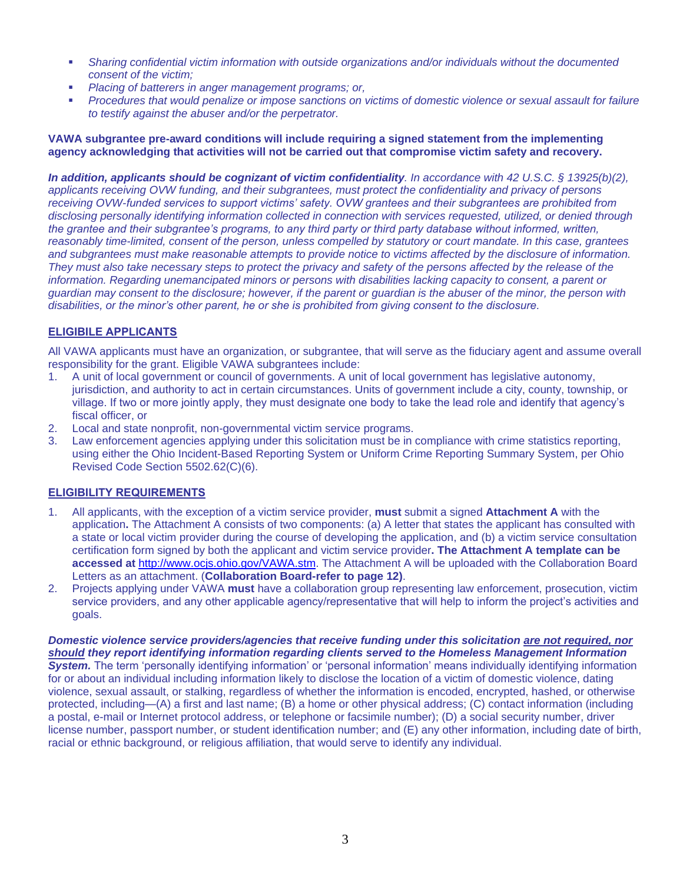- *Sharing confidential victim information with outside organizations and/or individuals without the documented consent of the victim;*
- *Placing of batterers in anger management programs; or,*
- *Procedures that would penalize or impose sanctions on victims of domestic violence or sexual assault for failure to testify against the abuser and/or the perpetrator.*

**VAWA subgrantee pre-award conditions will include requiring a signed statement from the implementing agency acknowledging that activities will not be carried out that compromise victim safety and recovery.**

***In addition, applicants should be cognizant of victim confidentiality**. In accordance with 42 U.S.C. § 13925(b)(2), applicants receiving OVW funding, and their subgrantees, must protect the confidentiality and privacy of persons receiving OVW-funded services to support victims' safety. OVW grantees and their subgrantees are prohibited from disclosing personally identifying information collected in connection with services requested, utilized, or denied through the grantee and their subgrantee's programs, to any third party or third party database without informed, written, reasonably time-limited, consent of the person, unless compelled by statutory or court mandate. In this case, grantees and subgrantees must make reasonable attempts to provide notice to victims affected by the disclosure of information. They must also take necessary steps to protect the privacy and safety of the persons affected by the release of the information. Regarding unemancipated minors or persons with disabilities lacking capacity to consent, a parent or guardian may consent to the disclosure; however, if the parent or guardian is the abuser of the minor, the person with disabilities, or the minor's other parent, he or she is prohibited from giving consent to the disclosure.*

## ELIGIBILE APPLICANTS

All VAWA applicants must have an organization, or subgrantee, that will serve as the fiduciary agent and assume overall responsibility for the grant. Eligible VAWA subgrantees include:

1. A unit of local government or council of governments. A unit of local government has legislative autonomy, jurisdiction, and authority to act in certain circumstances. Units of government include a city, county, township, or village. If two or more jointly apply, they must designate one body to take the lead role and identify that agency's fiscal officer, or
2. Local and state nonprofit, non-governmental victim service programs.
3. Law enforcement agencies applying under this solicitation must be in compliance with crime statistics reporting, using either the Ohio Incident-Based Reporting System or Uniform Crime Reporting Summary System, per Ohio Revised Code Section 5502.62(C)(6).

## ELIGIBILITY REQUIREMENTS

1. All applicants, with the exception of a victim service provider, **must** submit a signed **Attachment A** with the application**.** The Attachment A consists of two components: (a) A letter that states the applicant has consulted with a state or local victim provider during the course of developing the application, and (b) a victim service consultation certification form signed by both the applicant and victim service provider**. The Attachment A template can be accessed at** http://www.ocjs.ohio.gov/VAWA.stm. The Attachment A will be uploaded with the Collaboration Board Letters as an attachment. (**Collaboration Board-refer to page 12)**.
2. Projects applying under VAWA **must** have a collaboration group representing law enforcement, prosecution, victim service providers, and any other applicable agency/representative that will help to inform the project's activities and goals.

***Domestic violence service providers/agencies that receive funding under this solicitation are not required, nor should they report identifying information regarding clients served to the Homeless Management Information System.*** The term 'personally identifying information' or 'personal information' means individually identifying information for or about an individual including information likely to disclose the location of a victim of domestic violence, dating violence, sexual assault, or stalking, regardless of whether the information is encoded, encrypted, hashed, or otherwise protected, including—(A) a first and last name; (B) a home or other physical address; (C) contact information (including a postal, e-mail or Internet protocol address, or telephone or facsimile number); (D) a social security number, driver license number, passport number, or student identification number; and (E) any other information, including date of birth, racial or ethnic background, or religious affiliation, that would serve to identify any individual.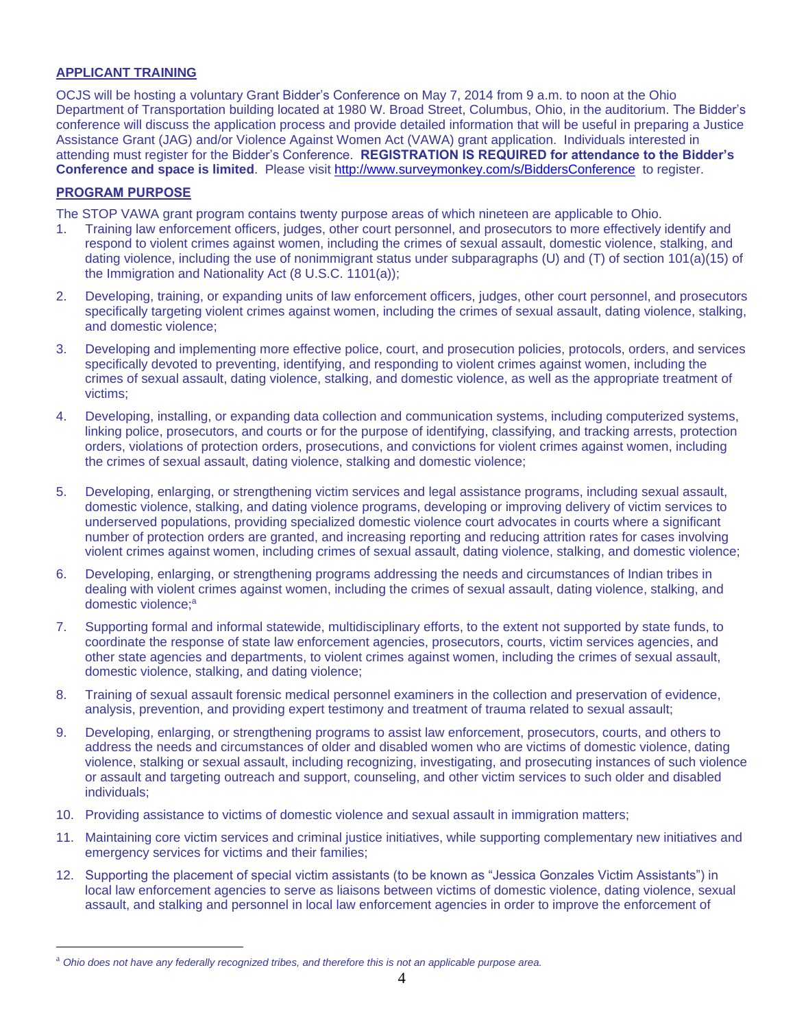## APPLICANT TRAINING

OCJS will be hosting a voluntary Grant Bidder's Conference on May 7, 2014 from 9 a.m. to noon at the Ohio Department of Transportation building located at 1980 W. Broad Street, Columbus, Ohio, in the auditorium. The Bidder's conference will discuss the application process and provide detailed information that will be useful in preparing a Justice Assistance Grant (JAG) and/or Violence Against Women Act (VAWA) grant application. Individuals interested in attending must register for the Bidder's Conference. **REGISTRATION IS REQUIRED for attendance to the Bidder's Conference and space is limited**. Please visit http://www.surveymonkey.com/s/BiddersConference to register.

## PROGRAM PURPOSE

The STOP VAWA grant program contains twenty purpose areas of which nineteen are applicable to Ohio.

1. Training law enforcement officers, judges, other court personnel, and prosecutors to more effectively identify and respond to violent crimes against women, including the crimes of sexual assault, domestic violence, stalking, and dating violence, including the use of nonimmigrant status under subparagraphs (U) and (T) of section 101(a)(15) of the Immigration and Nationality Act (8 U.S.C. 1101(a));
2. Developing, training, or expanding units of law enforcement officers, judges, other court personnel, and prosecutors specifically targeting violent crimes against women, including the crimes of sexual assault, dating violence, stalking, and domestic violence;
3. Developing and implementing more effective police, court, and prosecution policies, protocols, orders, and services specifically devoted to preventing, identifying, and responding to violent crimes against women, including the crimes of sexual assault, dating violence, stalking, and domestic violence, as well as the appropriate treatment of victims;
4. Developing, installing, or expanding data collection and communication systems, including computerized systems, linking police, prosecutors, and courts or for the purpose of identifying, classifying, and tracking arrests, protection orders, violations of protection orders, prosecutions, and convictions for violent crimes against women, including the crimes of sexual assault, dating violence, stalking and domestic violence;
5. Developing, enlarging, or strengthening victim services and legal assistance programs, including sexual assault, domestic violence, stalking, and dating violence programs, developing or improving delivery of victim services to underserved populations, providing specialized domestic violence court advocates in courts where a significant number of protection orders are granted, and increasing reporting and reducing attrition rates for cases involving violent crimes against women, including crimes of sexual assault, dating violence, stalking, and domestic violence;
6. Developing, enlarging, or strengthening programs addressing the needs and circumstances of Indian tribes in dealing with violent crimes against women, including the crimes of sexual assault, dating violence, stalking, and domestic violence;[a]
7. Supporting formal and informal statewide, multidisciplinary efforts, to the extent not supported by state funds, to coordinate the response of state law enforcement agencies, prosecutors, courts, victim services agencies, and other state agencies and departments, to violent crimes against women, including the crimes of sexual assault, domestic violence, stalking, and dating violence;
8. Training of sexual assault forensic medical personnel examiners in the collection and preservation of evidence, analysis, prevention, and providing expert testimony and treatment of trauma related to sexual assault;
9. Developing, enlarging, or strengthening programs to assist law enforcement, prosecutors, courts, and others to address the needs and circumstances of older and disabled women who are victims of domestic violence, dating violence, stalking or sexual assault, including recognizing, investigating, and prosecuting instances of such violence or assault and targeting outreach and support, counseling, and other victim services to such older and disabled individuals;
10. Providing assistance to victims of domestic violence and sexual assault in immigration matters;
11. Maintaining core victim services and criminal justice initiatives, while supporting complementary new initiatives and emergency services for victims and their families;
12. Supporting the placement of special victim assistants (to be known as "Jessica Gonzales Victim Assistants") in local law enforcement agencies to serve as liaisons between victims of domestic violence, dating violence, sexual assault, and stalking and personnel in local law enforcement agencies in order to improve the enforcement of

---

[a] *Ohio does not have any federally recognized tribes, and therefore this is not an applicable purpose area.*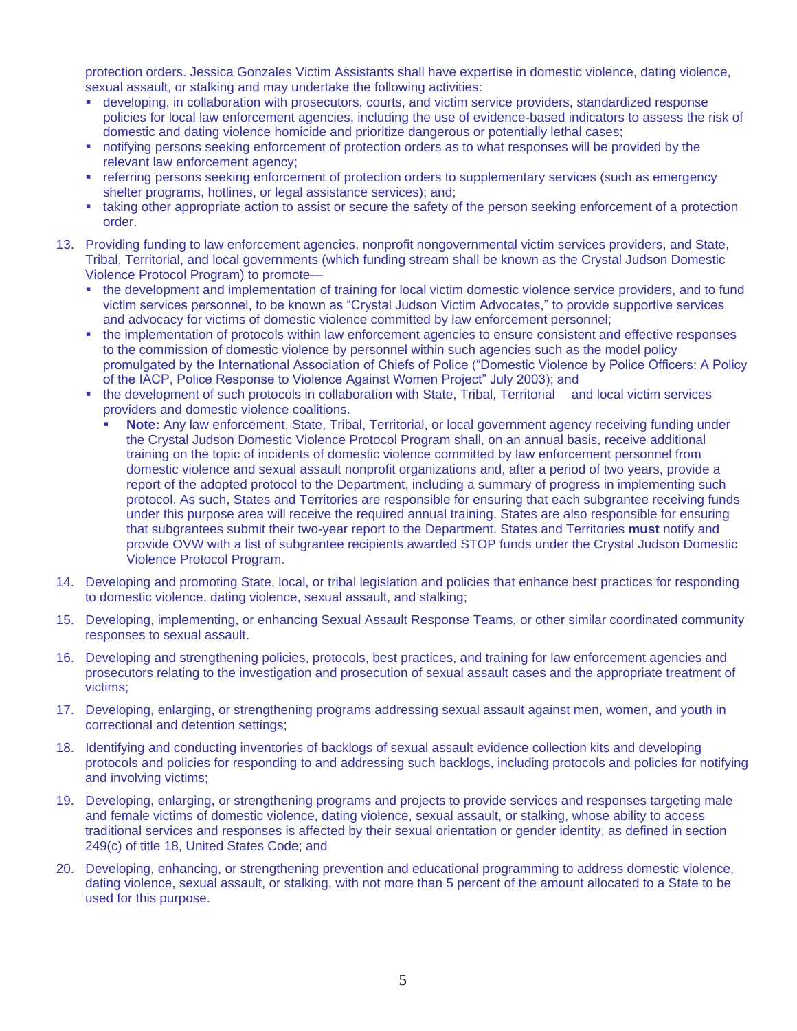protection orders. Jessica Gonzales Victim Assistants shall have expertise in domestic violence, dating violence, sexual assault, or stalking and may undertake the following activities:

- developing, in collaboration with prosecutors, courts, and victim service providers, standardized response policies for local law enforcement agencies, including the use of evidence-based indicators to assess the risk of domestic and dating violence homicide and prioritize dangerous or potentially lethal cases;
- notifying persons seeking enforcement of protection orders as to what responses will be provided by the relevant law enforcement agency;
- referring persons seeking enforcement of protection orders to supplementary services (such as emergency shelter programs, hotlines, or legal assistance services); and;
- taking other appropriate action to assist or secure the safety of the person seeking enforcement of a protection order.

13. Providing funding to law enforcement agencies, nonprofit nongovernmental victim services providers, and State, Tribal, Territorial, and local governments (which funding stream shall be known as the Crystal Judson Domestic Violence Protocol Program) to promote—
    - the development and implementation of training for local victim domestic violence service providers, and to fund victim services personnel, to be known as "Crystal Judson Victim Advocates," to provide supportive services and advocacy for victims of domestic violence committed by law enforcement personnel;
    - the implementation of protocols within law enforcement agencies to ensure consistent and effective responses to the commission of domestic violence by personnel within such agencies such as the model policy promulgated by the International Association of Chiefs of Police ("Domestic Violence by Police Officers: A Policy of the IACP, Police Response to Violence Against Women Project" July 2003); and
    - the development of such protocols in collaboration with State, Tribal, Territorial and local victim services providers and domestic violence coalitions.
      - **Note:** Any law enforcement, State, Tribal, Territorial, or local government agency receiving funding under the Crystal Judson Domestic Violence Protocol Program shall, on an annual basis, receive additional training on the topic of incidents of domestic violence committed by law enforcement personnel from domestic violence and sexual assault nonprofit organizations and, after a period of two years, provide a report of the adopted protocol to the Department, including a summary of progress in implementing such protocol. As such, States and Territories are responsible for ensuring that each subgrantee receiving funds under this purpose area will receive the required annual training. States are also responsible for ensuring that subgrantees submit their two-year report to the Department. States and Territories **must** notify and provide OVW with a list of subgrantee recipients awarded STOP funds under the Crystal Judson Domestic Violence Protocol Program.

14. Developing and promoting State, local, or tribal legislation and policies that enhance best practices for responding to domestic violence, dating violence, sexual assault, and stalking;

15. Developing, implementing, or enhancing Sexual Assault Response Teams, or other similar coordinated community responses to sexual assault.

16. Developing and strengthening policies, protocols, best practices, and training for law enforcement agencies and prosecutors relating to the investigation and prosecution of sexual assault cases and the appropriate treatment of victims;

17. Developing, enlarging, or strengthening programs addressing sexual assault against men, women, and youth in correctional and detention settings;

18. Identifying and conducting inventories of backlogs of sexual assault evidence collection kits and developing protocols and policies for responding to and addressing such backlogs, including protocols and policies for notifying and involving victims;

19. Developing, enlarging, or strengthening programs and projects to provide services and responses targeting male and female victims of domestic violence, dating violence, sexual assault, or stalking, whose ability to access traditional services and responses is affected by their sexual orientation or gender identity, as defined in section 249(c) of title 18, United States Code; and

20. Developing, enhancing, or strengthening prevention and educational programming to address domestic violence, dating violence, sexual assault, or stalking, with not more than 5 percent of the amount allocated to a State to be used for this purpose.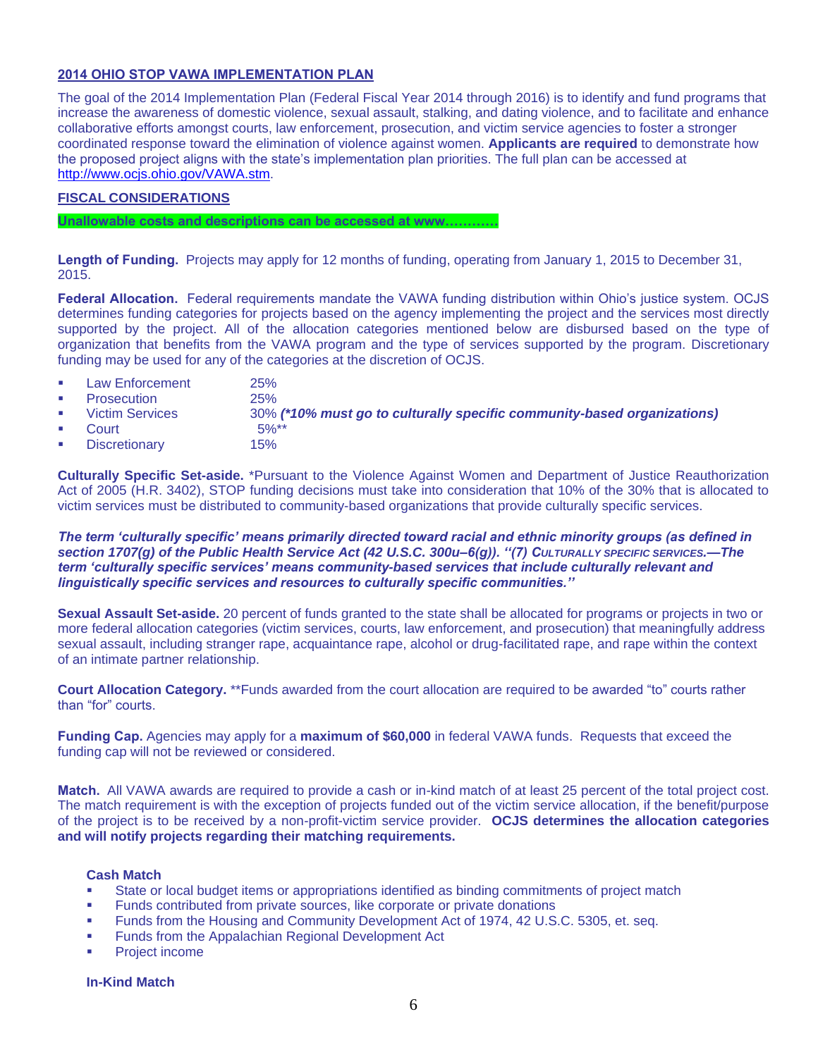## 2014 OHIO STOP VAWA IMPLEMENTATION PLAN

The goal of the 2014 Implementation Plan (Federal Fiscal Year 2014 through 2016) is to identify and fund programs that increase the awareness of domestic violence, sexual assault, stalking, and dating violence, and to facilitate and enhance collaborative efforts amongst courts, law enforcement, prosecution, and victim service agencies to foster a stronger coordinated response toward the elimination of violence against women. **Applicants are required** to demonstrate how the proposed project aligns with the state's implementation plan priorities. The full plan can be accessed at http://www.ocjs.ohio.gov/VAWA.stm.

## FISCAL CONSIDERATIONS

**Unallowable costs and descriptions can be accessed at www…………**

**Length of Funding.** Projects may apply for 12 months of funding, operating from January 1, 2015 to December 31, 2015.

**Federal Allocation.** Federal requirements mandate the VAWA funding distribution within Ohio's justice system. OCJS determines funding categories for projects based on the agency implementing the project and the services most directly supported by the project. All of the allocation categories mentioned below are disbursed based on the type of organization that benefits from the VAWA program and the type of services supported by the program. Discretionary funding may be used for any of the categories at the discretion of OCJS.

- Law Enforcement 25%
- Prosecution 25%
- Victim Services 30% ***(*10% must go to culturally specific community-based organizations)***
- Court 5%**
- Discretionary 15%

**Culturally Specific Set-aside.** *Pursuant to the Violence Against Women and Department of Justice Reauthorization Act of 2005 (H.R. 3402), STOP funding decisions must take into consideration that 10% of the 30% that is allocated to victim services must be distributed to community-based organizations that provide culturally specific services.

***The term 'culturally specific' means primarily directed toward racial and ethnic minority groups (as defined in section 1707(g) of the Public Health Service Act (42 U.S.C. 300u–6(g)). ''(7) CULTURALLY SPECIFIC SERVICES.—The term 'culturally specific services' means community-based services that include culturally relevant and linguistically specific services and resources to culturally specific communities.''***

**Sexual Assault Set-aside.** 20 percent of funds granted to the state shall be allocated for programs or projects in two or more federal allocation categories (victim services, courts, law enforcement, and prosecution) that meaningfully address sexual assault, including stranger rape, acquaintance rape, alcohol or drug-facilitated rape, and rape within the context of an intimate partner relationship.

**Court Allocation Category.** **Funds awarded from the court allocation are required to be awarded "to" courts rather than "for" courts.

**Funding Cap.** Agencies may apply for a **maximum of $60,000** in federal VAWA funds. Requests that exceed the funding cap will not be reviewed or considered.

**Match.** All VAWA awards are required to provide a cash or in-kind match of at least 25 percent of the total project cost. The match requirement is with the exception of projects funded out of the victim service allocation, if the benefit/purpose of the project is to be received by a non-profit-victim service provider. **OCJS determines the allocation categories and will notify projects regarding their matching requirements.**

**Cash Match**

- State or local budget items or appropriations identified as binding commitments of project match
- Funds contributed from private sources, like corporate or private donations
- Funds from the Housing and Community Development Act of 1974, 42 U.S.C. 5305, et. seq.
- Funds from the Appalachian Regional Development Act
- Project income

**In-Kind Match**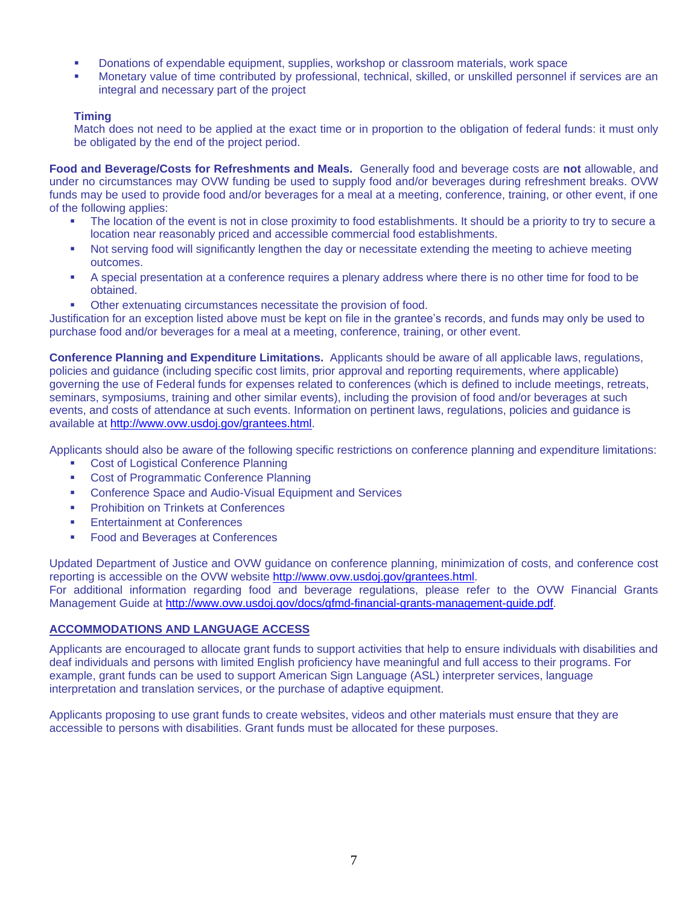- Donations of expendable equipment, supplies, workshop or classroom materials, work space
- Monetary value of time contributed by professional, technical, skilled, or unskilled personnel if services are an integral and necessary part of the project

**Timing**
Match does not need to be applied at the exact time or in proportion to the obligation of federal funds: it must only be obligated by the end of the project period.

**Food and Beverage/Costs for Refreshments and Meals.** Generally food and beverage costs are **not** allowable, and under no circumstances may OVW funding be used to supply food and/or beverages during refreshment breaks. OVW funds may be used to provide food and/or beverages for a meal at a meeting, conference, training, or other event, if one of the following applies:

- The location of the event is not in close proximity to food establishments. It should be a priority to try to secure a location near reasonably priced and accessible commercial food establishments.
- Not serving food will significantly lengthen the day or necessitate extending the meeting to achieve meeting outcomes.
- A special presentation at a conference requires a plenary address where there is no other time for food to be obtained.
- Other extenuating circumstances necessitate the provision of food.

Justification for an exception listed above must be kept on file in the grantee's records, and funds may only be used to purchase food and/or beverages for a meal at a meeting, conference, training, or other event.

**Conference Planning and Expenditure Limitations.** Applicants should be aware of all applicable laws, regulations, policies and guidance (including specific cost limits, prior approval and reporting requirements, where applicable) governing the use of Federal funds for expenses related to conferences (which is defined to include meetings, retreats, seminars, symposiums, training and other similar events), including the provision of food and/or beverages at such events, and costs of attendance at such events. Information on pertinent laws, regulations, policies and guidance is available at http://www.ovw.usdoj.gov/grantees.html.

Applicants should also be aware of the following specific restrictions on conference planning and expenditure limitations:

- Cost of Logistical Conference Planning
- Cost of Programmatic Conference Planning
- Conference Space and Audio-Visual Equipment and Services
- Prohibition on Trinkets at Conferences
- Entertainment at Conferences
- Food and Beverages at Conferences

Updated Department of Justice and OVW guidance on conference planning, minimization of costs, and conference cost reporting is accessible on the OVW website http://www.ovw.usdoj.gov/grantees.html.
For additional information regarding food and beverage regulations, please refer to the OVW Financial Grants Management Guide at http://www.ovw.usdoj.gov/docs/gfmd-financial-grants-management-guide.pdf.

## ACCOMMODATIONS AND LANGUAGE ACCESS

Applicants are encouraged to allocate grant funds to support activities that help to ensure individuals with disabilities and deaf individuals and persons with limited English proficiency have meaningful and full access to their programs. For example, grant funds can be used to support American Sign Language (ASL) interpreter services, language interpretation and translation services, or the purchase of adaptive equipment.

Applicants proposing to use grant funds to create websites, videos and other materials must ensure that they are accessible to persons with disabilities. Grant funds must be allocated for these purposes.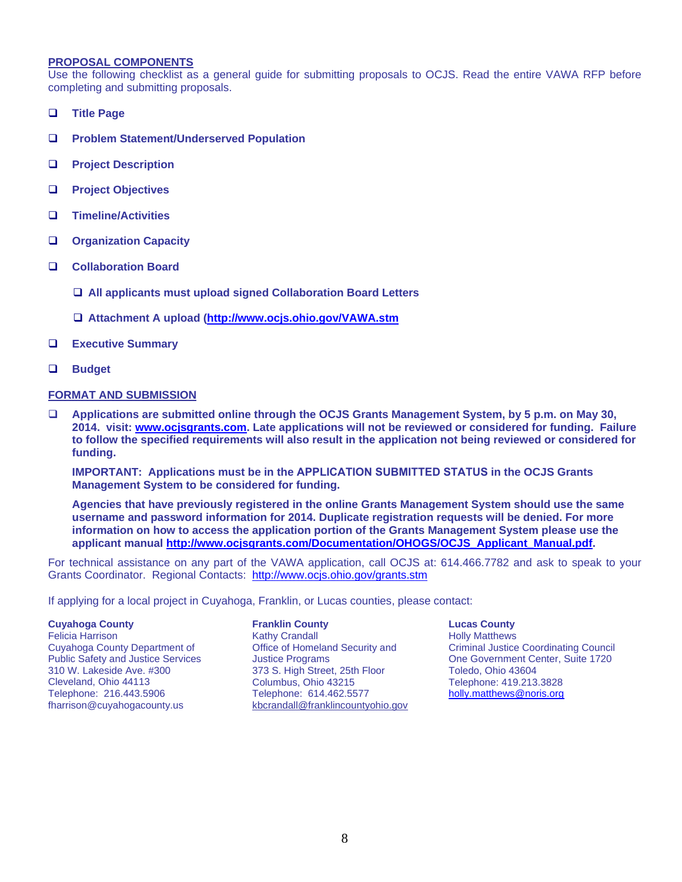## PROPOSAL COMPONENTS

Use the following checklist as a general guide for submitting proposals to OCJS. Read the entire VAWA RFP before completing and submitting proposals.

- ❑ **Title Page**
- ❑ **Problem Statement/Underserved Population**
- ❑ **Project Description**
- ❑ **Project Objectives**
- ❑ **Timeline/Activities**
- ❑ **Organization Capacity**
- ❑ **Collaboration Board**
  - ❑ **All applicants must upload signed Collaboration Board Letters**
  - ❑ **Attachment A upload (http://www.ocjs.ohio.gov/VAWA.stm**
- ❑ **Executive Summary**
- ❑ **Budget**

## FORMAT AND SUBMISSION

❑ **Applications are submitted online through the OCJS Grants Management System, by 5 p.m. on May 30, 2014. visit: www.ocjsgrants.com. Late applications will not be reviewed or considered for funding. Failure to follow the specified requirements will also result in the application not being reviewed or considered for funding.**

**IMPORTANT: Applications must be in the APPLICATION SUBMITTED STATUS in the OCJS Grants Management System to be considered for funding.**

**Agencies that have previously registered in the online Grants Management System should use the same username and password information for 2014. Duplicate registration requests will be denied. For more information on how to access the application portion of the Grants Management System please use the applicant manual http://www.ocjsgrants.com/Documentation/OHOGS/OCJS_Applicant_Manual.pdf.**

For technical assistance on any part of the VAWA application, call OCJS at: 614.466.7782 and ask to speak to your Grants Coordinator. Regional Contacts: http://www.ocjs.ohio.gov/grants.stm

If applying for a local project in Cuyahoga, Franklin, or Lucas counties, please contact:

**Cuyahoga County**
Felicia Harrison
Cuyahoga County Department of Public Safety and Justice Services
310 W. Lakeside Ave. #300
Cleveland, Ohio 44113
Telephone: 216.443.5906
fharrison@cuyahogacounty.us

**Franklin County**
Kathy Crandall
Office of Homeland Security and Justice Programs
373 S. High Street, 25th Floor
Columbus, Ohio 43215
Telephone: 614.462.5577
kbcrandall@franklincountyohio.gov

**Lucas County**
Holly Matthews
Criminal Justice Coordinating Council
One Government Center, Suite 1720
Toledo, Ohio 43604
Telephone: 419.213.3828
holly.matthews@noris.org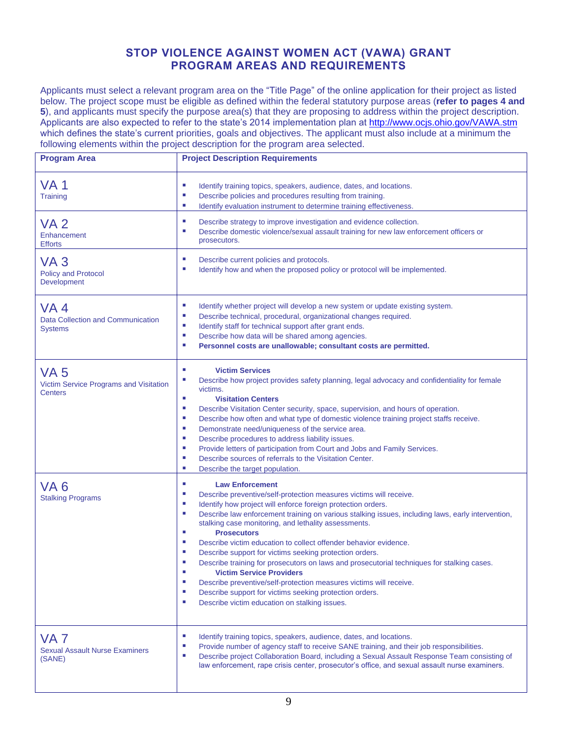# STOP VIOLENCE AGAINST WOMEN ACT (VAWA) GRANT PROGRAM AREAS AND REQUIREMENTS

Applicants must select a relevant program area on the "Title Page" of the online application for their project as listed below. The project scope must be eligible as defined within the federal statutory purpose areas (**refer to pages 4 and 5**), and applicants must specify the purpose area(s) that they are proposing to address within the project description. Applicants are also expected to refer to the state's 2014 implementation plan at http://www.ocjs.ohio.gov/VAWA.stm which defines the state's current priorities, goals and objectives. The applicant must also include at a minimum the following elements within the project description for the program area selected.

| Program Area | Project Description Requirements |
|---|---|
| VA 1<br>Training | ▪ Identify training topics, speakers, audience, dates, and locations.<br>▪ Describe policies and procedures resulting from training.<br>▪ Identify evaluation instrument to determine training effectiveness. |
| VA 2<br>Enhancement Efforts | ▪ Describe strategy to improve investigation and evidence collection.<br>▪ Describe domestic violence/sexual assault training for new law enforcement officers or prosecutors. |
| VA 3<br>Policy and Protocol Development | ▪ Describe current policies and protocols.<br>▪ Identify how and when the proposed policy or protocol will be implemented. |
| VA 4<br>Data Collection and Communication Systems | ▪ Identify whether project will develop a new system or update existing system.<br>▪ Describe technical, procedural, organizational changes required.<br>▪ Identify staff for technical support after grant ends.<br>▪ Describe how data will be shared among agencies.<br>▪ **Personnel costs are unallowable; consultant costs are permitted.** |
| VA 5<br>Victim Service Programs and Visitation Centers | ▪ **Victim Services**<br>▪ Describe how project provides safety planning, legal advocacy and confidentiality for female victims.<br>▪ **Visitation Centers**<br>▪ Describe Visitation Center security, space, supervision, and hours of operation.<br>▪ Describe how often and what type of domestic violence training project staffs receive.<br>▪ Demonstrate need/uniqueness of the service area.<br>▪ Describe procedures to address liability issues.<br>▪ Provide letters of participation from Court and Jobs and Family Services.<br>▪ Describe sources of referrals to the Visitation Center.<br>▪ Describe the target population. |
| VA 6<br>Stalking Programs | ▪ **Law Enforcement**<br>▪ Describe preventive/self-protection measures victims will receive.<br>▪ Identify how project will enforce foreign protection orders.<br>▪ Describe law enforcement training on various stalking issues, including laws, early intervention, stalking case monitoring, and lethality assessments.<br>▪ **Prosecutors**<br>▪ Describe victim education to collect offender behavior evidence.<br>▪ Describe support for victims seeking protection orders.<br>▪ Describe training for prosecutors on laws and prosecutorial techniques for stalking cases.<br>▪ **Victim Service Providers**<br>▪ Describe preventive/self-protection measures victims will receive.<br>▪ Describe support for victims seeking protection orders.<br>▪ Describe victim education on stalking issues. |
| VA 7<br>Sexual Assault Nurse Examiners (SANE) | ▪ Identify training topics, speakers, audience, dates, and locations.<br>▪ Provide number of agency staff to receive SANE training, and their job responsibilities.<br>▪ Describe project Collaboration Board, including a Sexual Assault Response Team consisting of law enforcement, rape crisis center, prosecutor's office, and sexual assault nurse examiners. |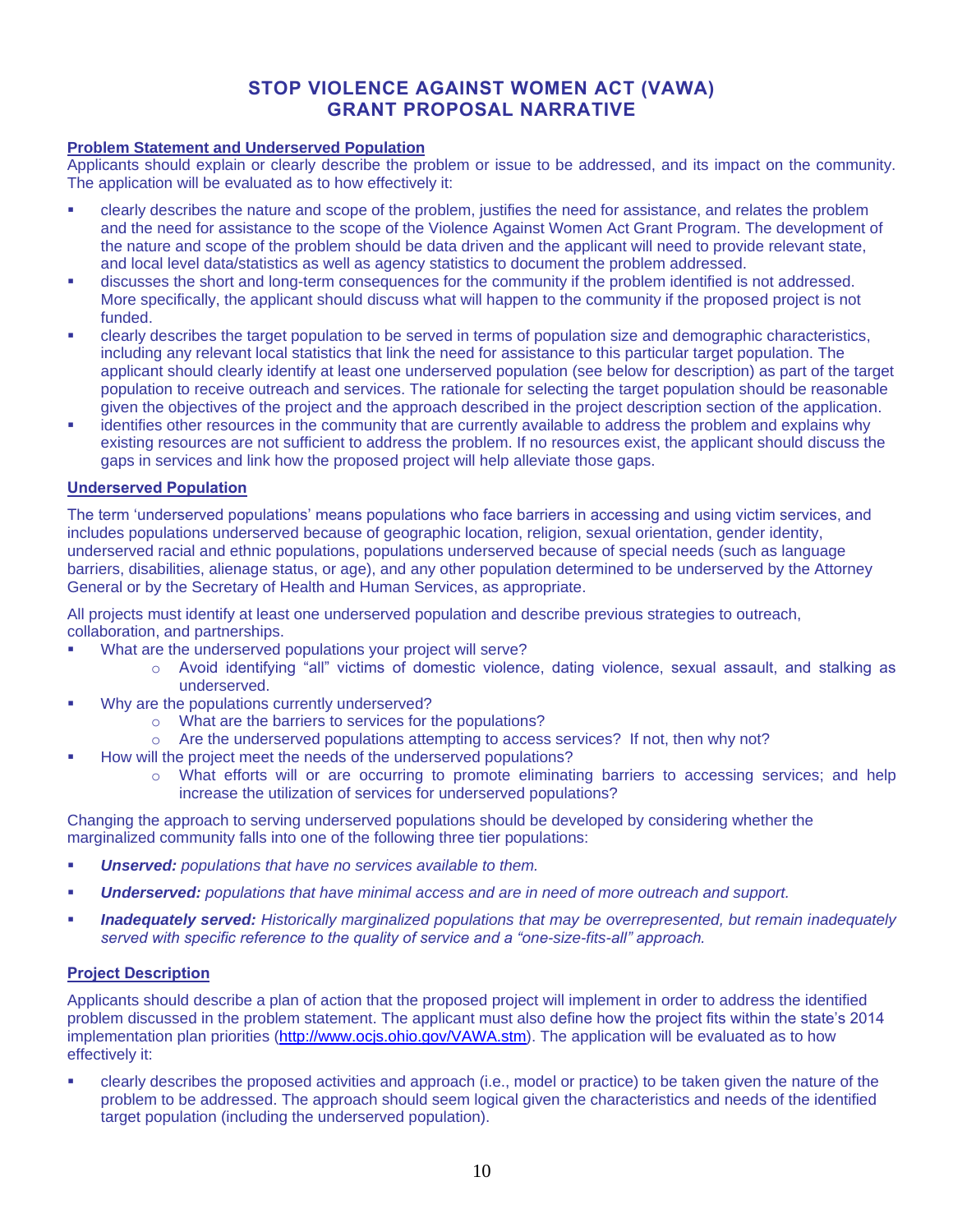# STOP VIOLENCE AGAINST WOMEN ACT (VAWA) GRANT PROPOSAL NARRATIVE

**Problem Statement and Underserved Population**

Applicants should explain or clearly describe the problem or issue to be addressed, and its impact on the community. The application will be evaluated as to how effectively it:

- clearly describes the nature and scope of the problem, justifies the need for assistance, and relates the problem and the need for assistance to the scope of the Violence Against Women Act Grant Program. The development of the nature and scope of the problem should be data driven and the applicant will need to provide relevant state, and local level data/statistics as well as agency statistics to document the problem addressed.
- discusses the short and long-term consequences for the community if the problem identified is not addressed. More specifically, the applicant should discuss what will happen to the community if the proposed project is not funded.
- clearly describes the target population to be served in terms of population size and demographic characteristics, including any relevant local statistics that link the need for assistance to this particular target population. The applicant should clearly identify at least one underserved population (see below for description) as part of the target population to receive outreach and services. The rationale for selecting the target population should be reasonable given the objectives of the project and the approach described in the project description section of the application.
- identifies other resources in the community that are currently available to address the problem and explains why existing resources are not sufficient to address the problem. If no resources exist, the applicant should discuss the gaps in services and link how the proposed project will help alleviate those gaps.

**Underserved Population**

The term 'underserved populations' means populations who face barriers in accessing and using victim services, and includes populations underserved because of geographic location, religion, sexual orientation, gender identity, underserved racial and ethnic populations, populations underserved because of special needs (such as language barriers, disabilities, alienage status, or age), and any other population determined to be underserved by the Attorney General or by the Secretary of Health and Human Services, as appropriate.

All projects must identify at least one underserved population and describe previous strategies to outreach, collaboration, and partnerships.

- What are the underserved populations your project will serve?
  - Avoid identifying "all" victims of domestic violence, dating violence, sexual assault, and stalking as underserved.
- Why are the populations currently underserved?
  - What are the barriers to services for the populations?
  - Are the underserved populations attempting to access services? If not, then why not?
- How will the project meet the needs of the underserved populations?
  - What efforts will or are occurring to promote eliminating barriers to accessing services; and help increase the utilization of services for underserved populations?

Changing the approach to serving underserved populations should be developed by considering whether the marginalized community falls into one of the following three tier populations:

- ***Unserved:*** *populations that have no services available to them.*
- ***Underserved:*** *populations that have minimal access and are in need of more outreach and support.*
- ***Inadequately served:*** *Historically marginalized populations that may be overrepresented, but remain inadequately served with specific reference to the quality of service and a "one-size-fits-all" approach.*

**Project Description**

Applicants should describe a plan of action that the proposed project will implement in order to address the identified problem discussed in the problem statement. The applicant must also define how the project fits within the state's 2014 implementation plan priorities (http://www.ocjs.ohio.gov/VAWA.stm). The application will be evaluated as to how effectively it:

- clearly describes the proposed activities and approach (i.e., model or practice) to be taken given the nature of the problem to be addressed. The approach should seem logical given the characteristics and needs of the identified target population (including the underserved population).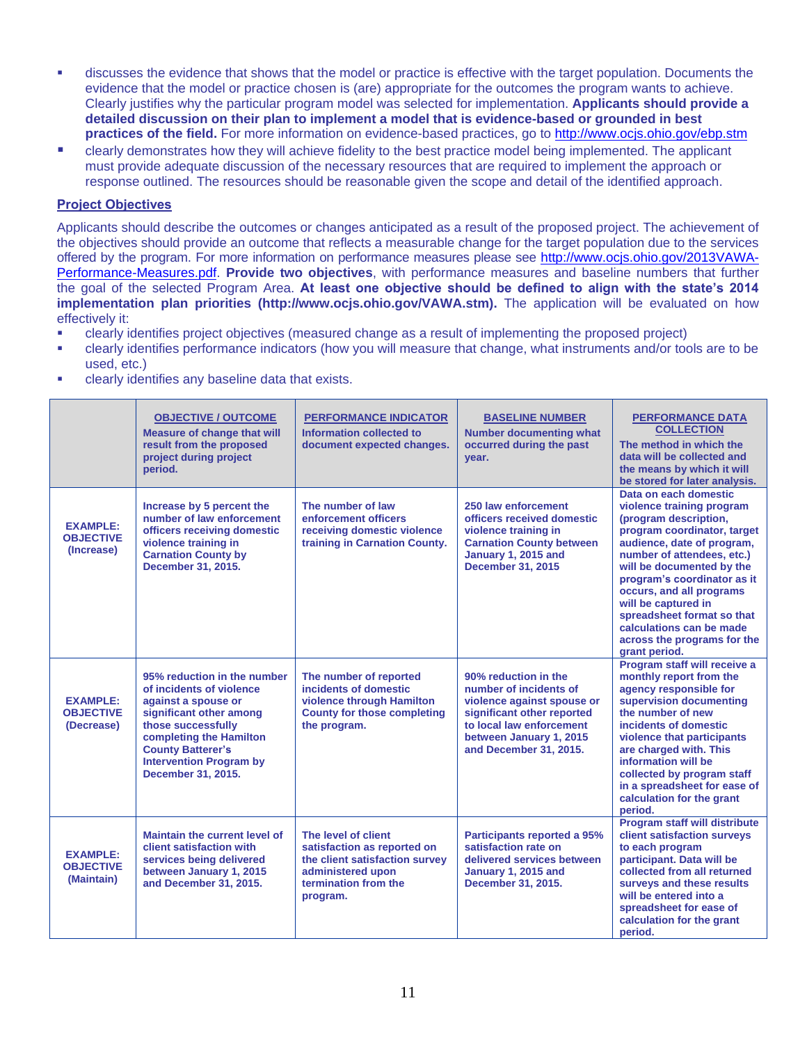- discusses the evidence that shows that the model or practice is effective with the target population. Documents the evidence that the model or practice chosen is (are) appropriate for the outcomes the program wants to achieve. Clearly justifies why the particular program model was selected for implementation. **Applicants should provide a detailed discussion on their plan to implement a model that is evidence-based or grounded in best practices of the field.** For more information on evidence-based practices, go to http://www.ocjs.ohio.gov/ebp.stm
- clearly demonstrates how they will achieve fidelity to the best practice model being implemented. The applicant must provide adequate discussion of the necessary resources that are required to implement the approach or response outlined. The resources should be reasonable given the scope and detail of the identified approach.

**Project Objectives**

Applicants should describe the outcomes or changes anticipated as a result of the proposed project. The achievement of the objectives should provide an outcome that reflects a measurable change for the target population due to the services offered by the program. For more information on performance measures please see http://www.ocjs.ohio.gov/2013VAWA-Performance-Measures.pdf. **Provide two objectives**, with performance measures and baseline numbers that further the goal of the selected Program Area. **At least one objective should be defined to align with the state's 2014 implementation plan priorities (http://www.ocjs.ohio.gov/VAWA.stm).** The application will be evaluated on how effectively it:

- clearly identifies project objectives (measured change as a result of implementing the proposed project)
- clearly identifies performance indicators (how you will measure that change, what instruments and/or tools are to be used, etc.)
- clearly identifies any baseline data that exists.

| | **OBJECTIVE / OUTCOME** Measure of change that will result from the proposed project during project period. | **PERFORMANCE INDICATOR** Information collected to document expected changes. | **BASELINE NUMBER** Number documenting what occurred during the past year. | **PERFORMANCE DATA COLLECTION** The method in which the data will be collected and the means by which it will be stored for later analysis. |
|---|---|---|---|---|
| **EXAMPLE: OBJECTIVE (Increase)** | Increase by 5 percent the number of law enforcement officers receiving domestic violence training in Carnation County by December 31, 2015. | The number of law enforcement officers receiving domestic violence training in Carnation County. | 250 law enforcement officers received domestic violence training in Carnation County between January 1, 2015 and December 31, 2015 | Data on each domestic violence training program (program description, program coordinator, target audience, date of program, number of attendees, etc.) will be documented by the program's coordinator as it occurs, and all programs will be captured in spreadsheet format so that calculations can be made across the programs for the grant period. |
| **EXAMPLE: OBJECTIVE (Decrease)** | 95% reduction in the number of incidents of violence against a spouse or significant other among those successfully completing the Hamilton County Batterer's Intervention Program by December 31, 2015. | The number of reported incidents of domestic violence through Hamilton County for those completing the program. | 90% reduction in the number of incidents of violence against spouse or significant other reported to local law enforcement between January 1, 2015 and December 31, 2015. | Program staff will receive a monthly report from the agency responsible for supervision documenting the number of new incidents of domestic violence that participants are charged with. This information will be collected by program staff in a spreadsheet for ease of calculation for the grant period. |
| **EXAMPLE: OBJECTIVE (Maintain)** | Maintain the current level of client satisfaction with services being delivered between January 1, 2015 and December 31, 2015. | The level of client satisfaction as reported on the client satisfaction survey administered upon termination from the program. | Participants reported a 95% satisfaction rate on delivered services between January 1, 2015 and December 31, 2015. | Program staff will distribute client satisfaction surveys to each program participant. Data will be collected from all returned surveys and these results will be entered into a spreadsheet for ease of calculation for the grant period. |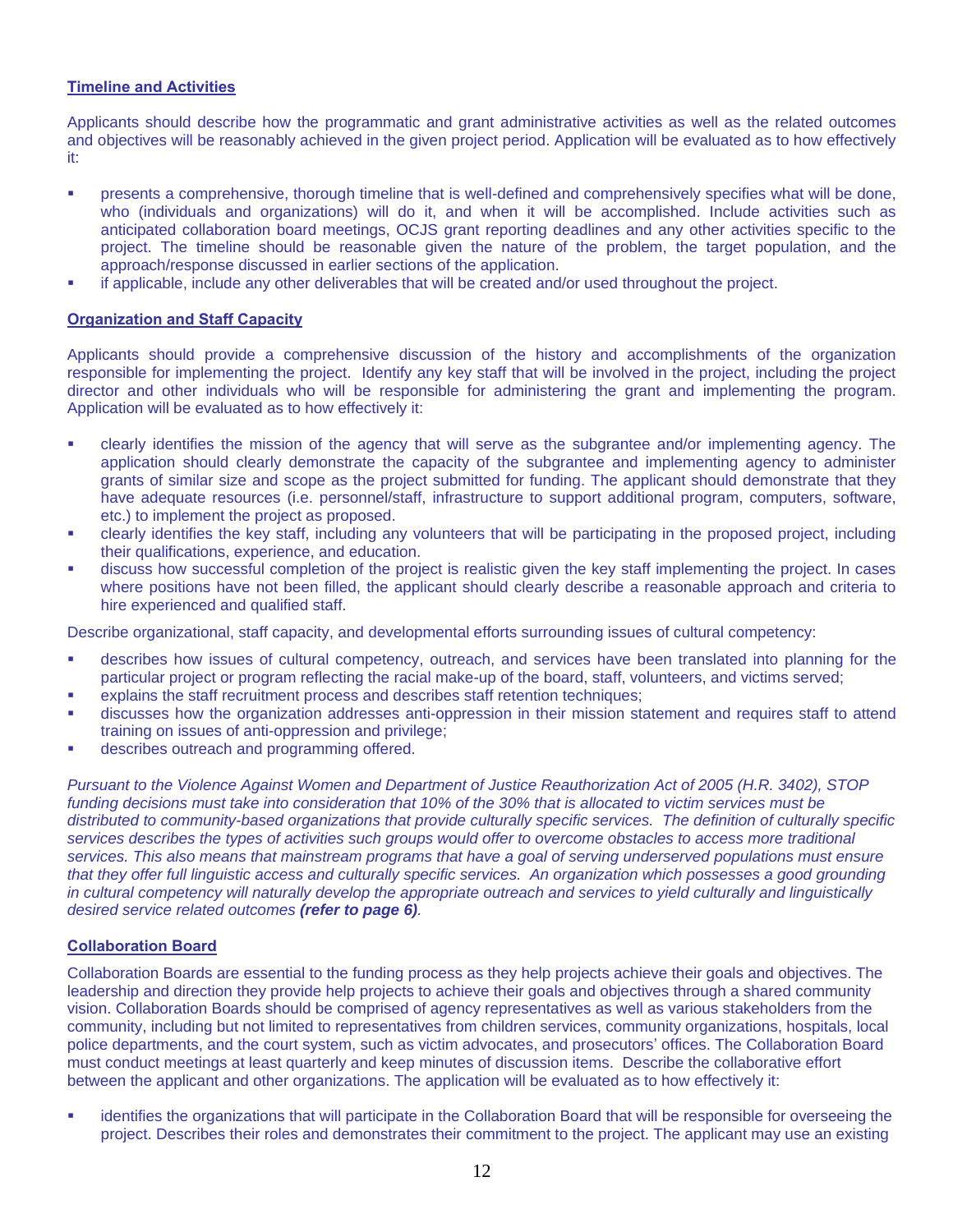**Timeline and Activities**

Applicants should describe how the programmatic and grant administrative activities as well as the related outcomes and objectives will be reasonably achieved in the given project period. Application will be evaluated as to how effectively it:

- presents a comprehensive, thorough timeline that is well-defined and comprehensively specifies what will be done, who (individuals and organizations) will do it, and when it will be accomplished. Include activities such as anticipated collaboration board meetings, OCJS grant reporting deadlines and any other activities specific to the project. The timeline should be reasonable given the nature of the problem, the target population, and the approach/response discussed in earlier sections of the application.
- if applicable, include any other deliverables that will be created and/or used throughout the project.

**Organization and Staff Capacity**

Applicants should provide a comprehensive discussion of the history and accomplishments of the organization responsible for implementing the project. Identify any key staff that will be involved in the project, including the project director and other individuals who will be responsible for administering the grant and implementing the program. Application will be evaluated as to how effectively it:

- clearly identifies the mission of the agency that will serve as the subgrantee and/or implementing agency. The application should clearly demonstrate the capacity of the subgrantee and implementing agency to administer grants of similar size and scope as the project submitted for funding. The applicant should demonstrate that they have adequate resources (i.e. personnel/staff, infrastructure to support additional program, computers, software, etc.) to implement the project as proposed.
- clearly identifies the key staff, including any volunteers that will be participating in the proposed project, including their qualifications, experience, and education.
- discuss how successful completion of the project is realistic given the key staff implementing the project. In cases where positions have not been filled, the applicant should clearly describe a reasonable approach and criteria to hire experienced and qualified staff.

Describe organizational, staff capacity, and developmental efforts surrounding issues of cultural competency:

- describes how issues of cultural competency, outreach, and services have been translated into planning for the particular project or program reflecting the racial make-up of the board, staff, volunteers, and victims served;
- explains the staff recruitment process and describes staff retention techniques;
- discusses how the organization addresses anti-oppression in their mission statement and requires staff to attend training on issues of anti-oppression and privilege;
- describes outreach and programming offered.

*Pursuant to the Violence Against Women and Department of Justice Reauthorization Act of 2005 (H.R. 3402), STOP funding decisions must take into consideration that 10% of the 30% that is allocated to victim services must be distributed to community-based organizations that provide culturally specific services. The definition of culturally specific services describes the types of activities such groups would offer to overcome obstacles to access more traditional services. This also means that mainstream programs that have a goal of serving underserved populations must ensure that they offer full linguistic access and culturally specific services. An organization which possesses a good grounding in cultural competency will naturally develop the appropriate outreach and services to yield culturally and linguistically desired service related outcomes* ***(refer to page 6)****.*

**Collaboration Board**

Collaboration Boards are essential to the funding process as they help projects achieve their goals and objectives. The leadership and direction they provide help projects to achieve their goals and objectives through a shared community vision. Collaboration Boards should be comprised of agency representatives as well as various stakeholders from the community, including but not limited to representatives from children services, community organizations, hospitals, local police departments, and the court system, such as victim advocates, and prosecutors' offices. The Collaboration Board must conduct meetings at least quarterly and keep minutes of discussion items. Describe the collaborative effort between the applicant and other organizations. The application will be evaluated as to how effectively it:

- identifies the organizations that will participate in the Collaboration Board that will be responsible for overseeing the project. Describes their roles and demonstrates their commitment to the project. The applicant may use an existing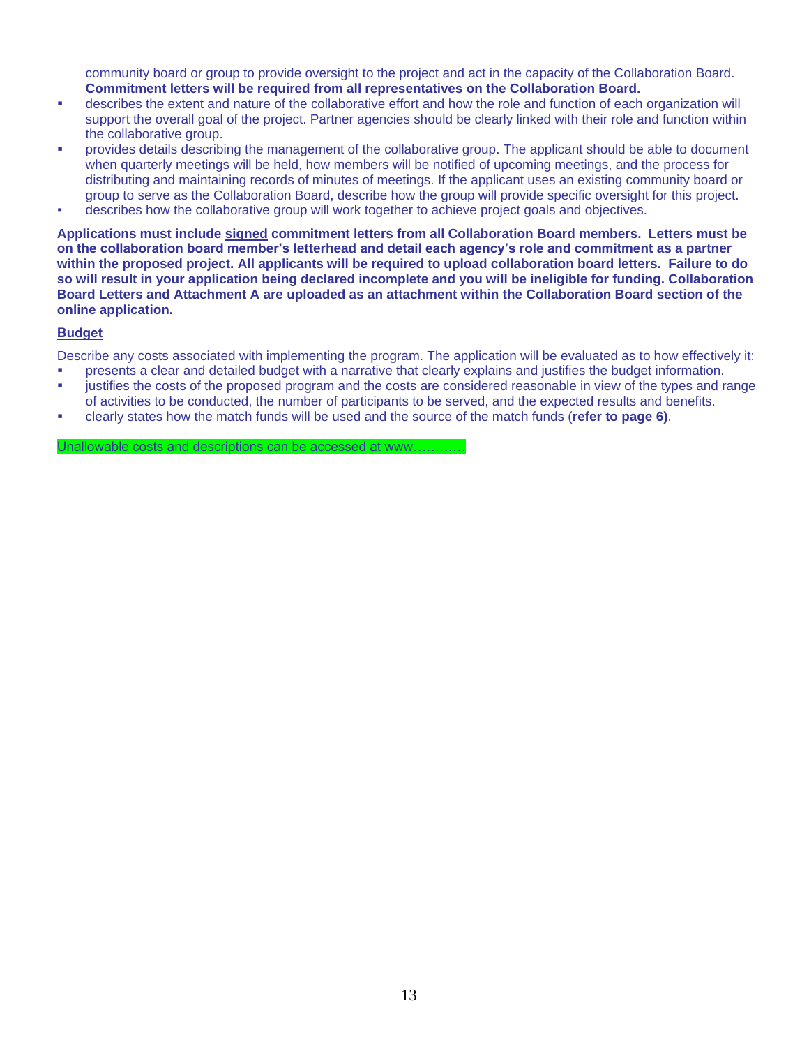community board or group to provide oversight to the project and act in the capacity of the Collaboration Board. **Commitment letters will be required from all representatives on the Collaboration Board.**

- describes the extent and nature of the collaborative effort and how the role and function of each organization will support the overall goal of the project. Partner agencies should be clearly linked with their role and function within the collaborative group.
- provides details describing the management of the collaborative group. The applicant should be able to document when quarterly meetings will be held, how members will be notified of upcoming meetings, and the process for distributing and maintaining records of minutes of meetings. If the applicant uses an existing community board or group to serve as the Collaboration Board, describe how the group will provide specific oversight for this project.
- describes how the collaborative group will work together to achieve project goals and objectives.

**Applications must include <u>signed</u> commitment letters from all Collaboration Board members. Letters must be on the collaboration board member's letterhead and detail each agency's role and commitment as a partner within the proposed project. All applicants will be required to upload collaboration board letters. Failure to do so will result in your application being declared incomplete and you will be ineligible for funding. Collaboration Board Letters and Attachment A are uploaded as an attachment within the Collaboration Board section of the online application.**

## Budget

Describe any costs associated with implementing the program. The application will be evaluated as to how effectively it:

- presents a clear and detailed budget with a narrative that clearly explains and justifies the budget information.
- justifies the costs of the proposed program and the costs are considered reasonable in view of the types and range of activities to be conducted, the number of participants to be served, and the expected results and benefits.
- clearly states how the match funds will be used and the source of the match funds (**refer to page 6)**.

Unallowable costs and descriptions can be accessed at www…………